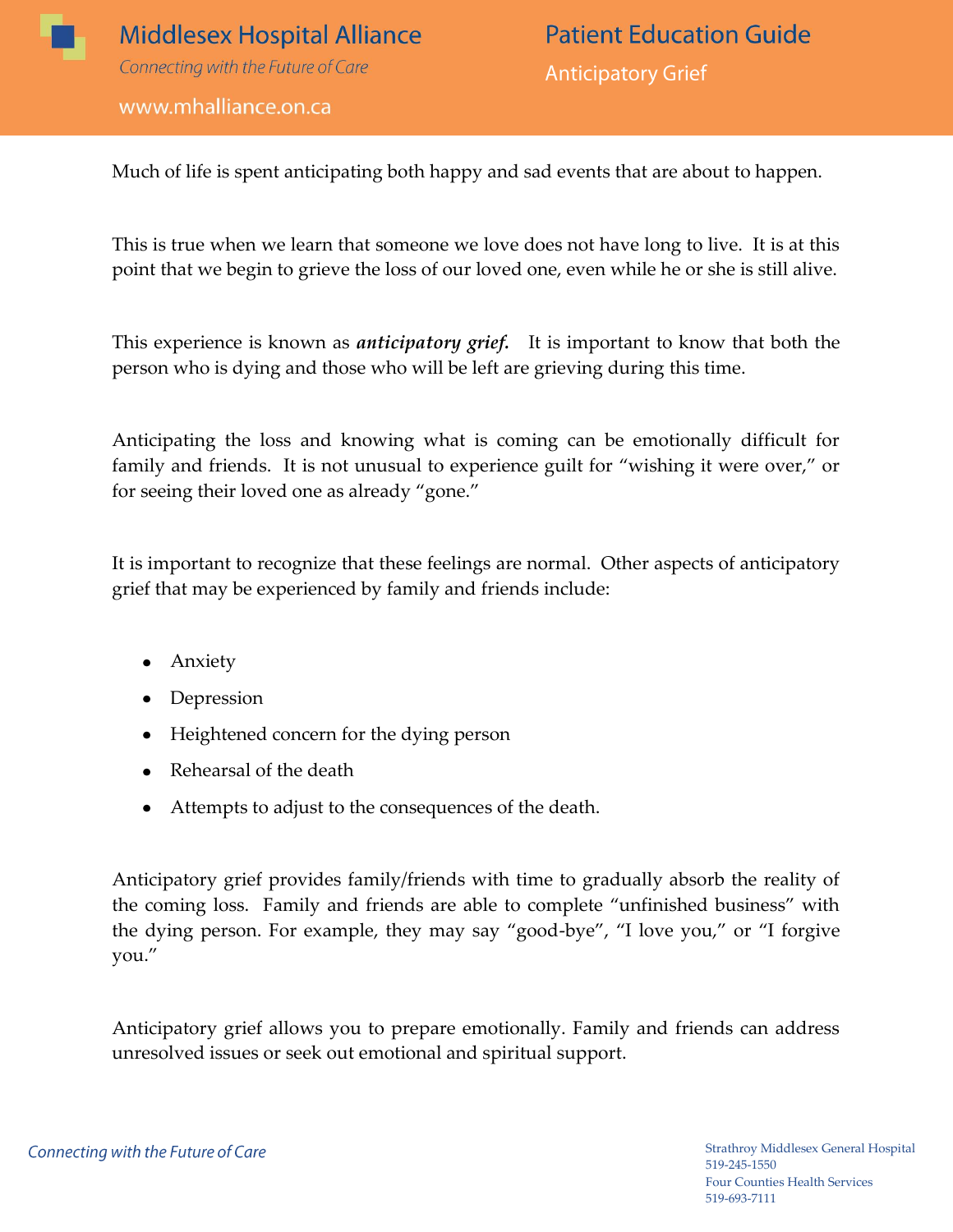# Middlesex Hospital Alliance

*Connecting with the Future of Care*

www.mhalliance.on.ca

## Patient Education Guide

### Anticipatory Grief

Much of life is spent anticipating both happy and sad events that are about to happen.

This is true when we learn that someone we love does not have long to live. It is at this point that we begin to grieve the loss of our loved one, even while he or she is still alive.

This experience is known as ***anticipatory grief.*** It is important to know that both the person who is dying and those who will be left are grieving during this time.

Anticipating the loss and knowing what is coming can be emotionally difficult for family and friends. It is not unusual to experience guilt for "wishing it were over," or for seeing their loved one as already "gone."

It is important to recognize that these feelings are normal. Other aspects of anticipatory grief that may be experienced by family and friends include:

- Anxiety
- Depression
- Heightened concern for the dying person
- Rehearsal of the death
- Attempts to adjust to the consequences of the death.

Anticipatory grief provides family/friends with time to gradually absorb the reality of the coming loss. Family and friends are able to complete "unfinished business" with the dying person. For example, they may say "good-bye", "I love you," or "I forgive you."

Anticipatory grief allows you to prepare emotionally. Family and friends can address unresolved issues or seek out emotional and spiritual support.

*Connecting with the Future of Care*

Strathroy Middlesex General Hospital
519-245-1550
Four Counties Health Services
519-693-7111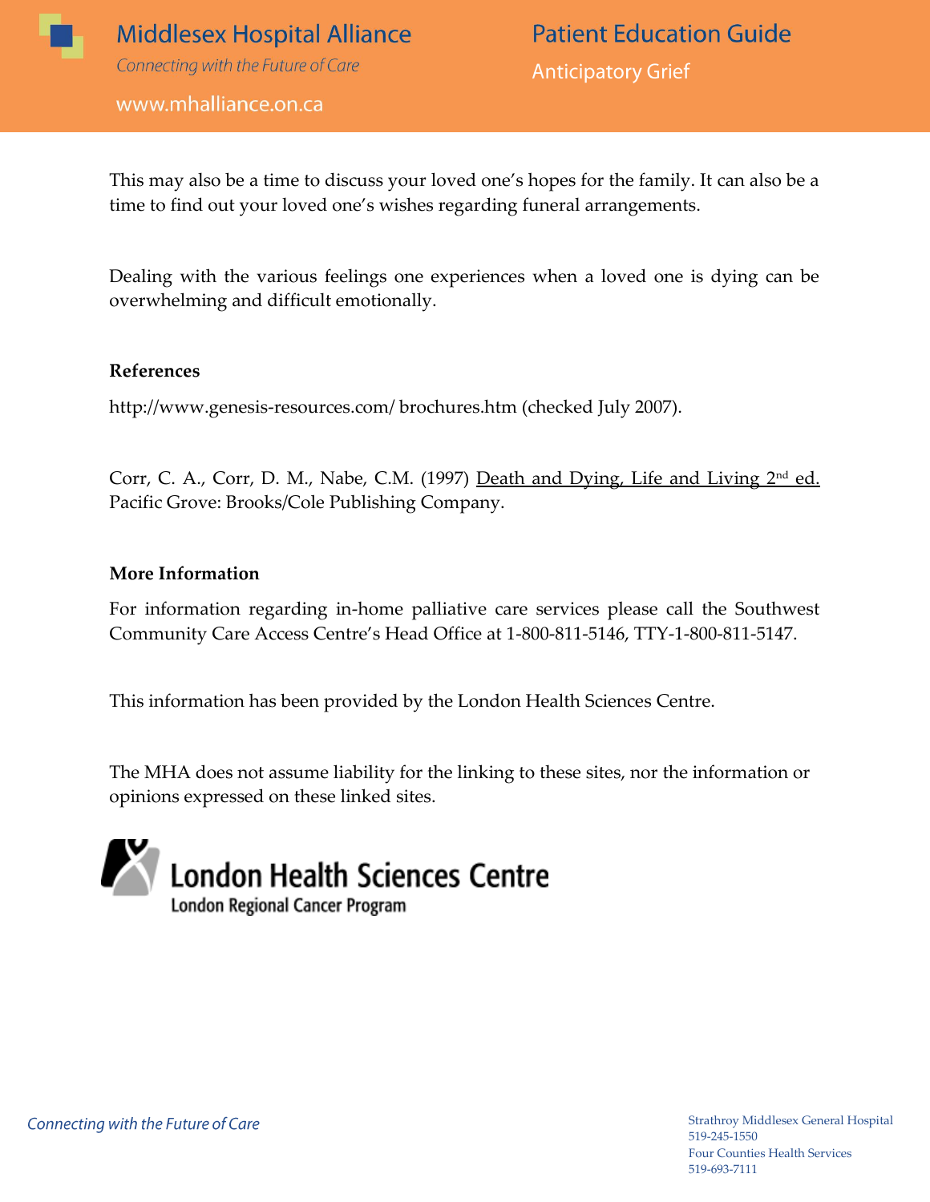This may also be a time to discuss your loved one's hopes for the family. It can also be a time to find out your loved one's wishes regarding funeral arrangements.

Dealing with the various feelings one experiences when a loved one is dying can be overwhelming and difficult emotionally.

**References**

http://www.genesis-resources.com/ brochures.htm (checked July 2007).

Corr, C. A., Corr, D. M., Nabe, C.M. (1997) Death and Dying, Life and Living 2nd ed. Pacific Grove: Brooks/Cole Publishing Company.

**More Information**

For information regarding in-home palliative care services please call the Southwest Community Care Access Centre's Head Office at 1-800-811-5146, TTY-1-800-811-5147.

This information has been provided by the London Health Sciences Centre.

The MHA does not assume liability for the linking to these sites, nor the information or opinions expressed on these linked sites.

London Health Sciences Centre
London Regional Cancer Program

Strathroy Middlesex General Hospital
519-245-1550
Four Counties Health Services
519-693-7111